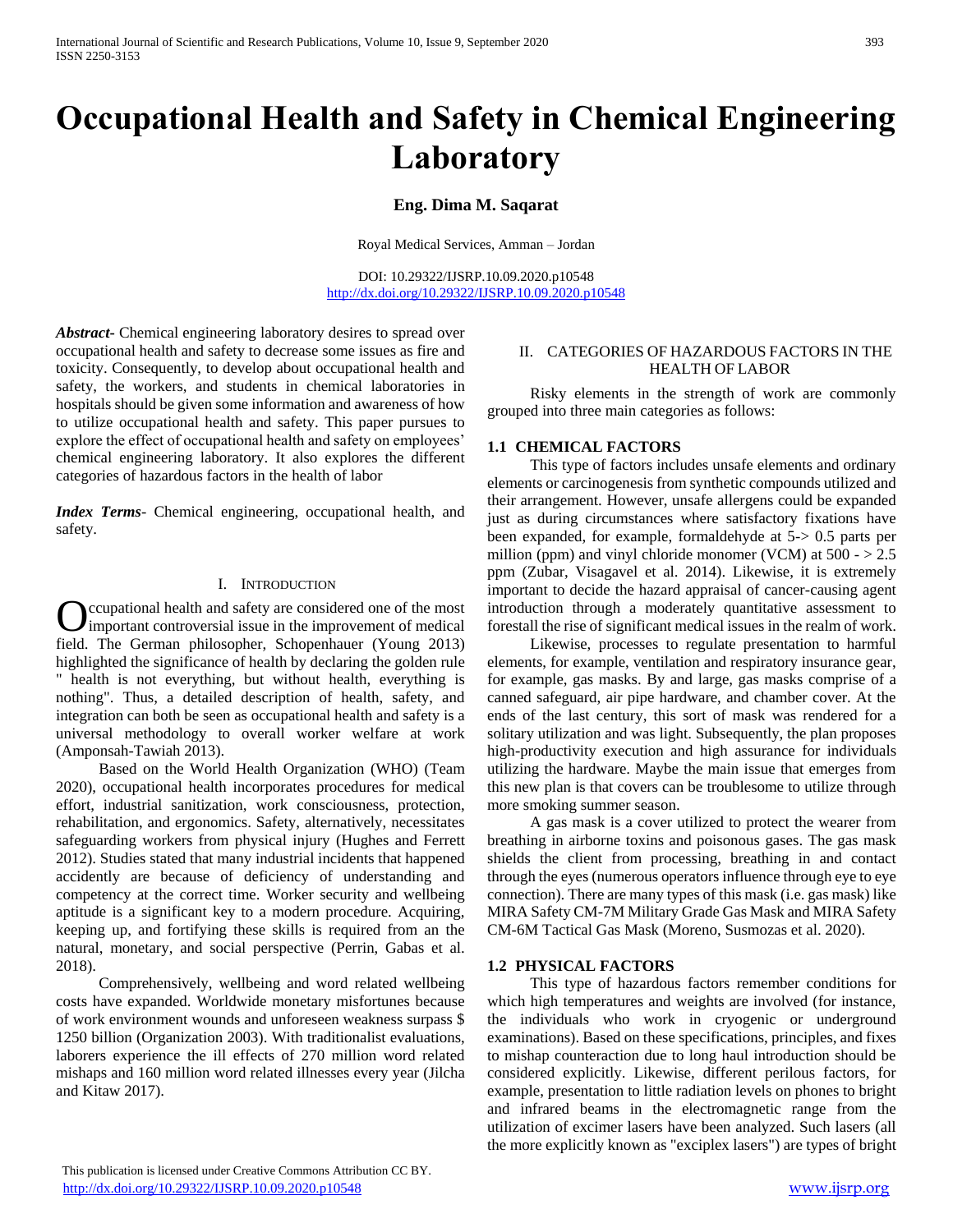# Occupational Health and Safety in Chemical Engineering Laboratory

**Eng. Dima M. Saqarat**

Royal Medical Services, Amman – Jordan

DOI: 10.29322/IJSRP.10.09.2020.p10548
http://dx.doi.org/10.29322/IJSRP.10.09.2020.p10548

***Abstract***- Chemical engineering laboratory desires to spread over occupational health and safety to decrease some issues as fire and toxicity. Consequently, to develop about occupational health and safety, the workers, and students in chemical laboratories in hospitals should be given some information and awareness of how to utilize occupational health and safety. This paper pursues to explore the effect of occupational health and safety on employees' chemical engineering laboratory. It also explores the different categories of hazardous factors in the health of labor

***Index Terms***- Chemical engineering, occupational health, and safety.

## I. Introduction

Occupational health and safety are considered one of the most important controversial issue in the improvement of medical field. The German philosopher, Schopenhauer (Young 2013) highlighted the significance of health by declaring the golden rule " health is not everything, but without health, everything is nothing". Thus, a detailed description of health, safety, and integration can both be seen as occupational health and safety is a universal methodology to overall worker welfare at work (Amponsah-Tawiah 2013).

Based on the World Health Organization (WHO) (Team 2020), occupational health incorporates procedures for medical effort, industrial sanitization, work consciousness, protection, rehabilitation, and ergonomics. Safety, alternatively, necessitates safeguarding workers from physical injury (Hughes and Ferrett 2012). Studies stated that many industrial incidents that happened accidently are because of deficiency of understanding and competency at the correct time. Worker security and wellbeing aptitude is a significant key to a modern procedure. Acquiring, keeping up, and fortifying these skills is required from an the natural, monetary, and social perspective (Perrin, Gabas et al. 2018).

Comprehensively, wellbeing and word related wellbeing costs have expanded. Worldwide monetary misfortunes because of work environment wounds and unforeseen weakness surpass $ 1250 billion (Organization 2003). With traditionalist evaluations, laborers experience the ill effects of 270 million word related mishaps and 160 million word related illnesses every year (Jilcha and Kitaw 2017).

## II. Categories of Hazardous Factors in the Health of Labor

Risky elements in the strength of work are commonly grouped into three main categories as follows:

### 1.1 CHEMICAL FACTORS

This type of factors includes unsafe elements and ordinary elements or carcinogenesis from synthetic compounds utilized and their arrangement. However, unsafe allergens could be expanded just as during circumstances where satisfactory fixations have been expanded, for example, formaldehyde at 5-> 0.5 parts per million (ppm) and vinyl chloride monomer (VCM) at 500 - > 2.5 ppm (Zubar, Visagavel et al. 2014). Likewise, it is extremely important to decide the hazard appraisal of cancer-causing agent introduction through a moderately quantitative assessment to forestall the rise of significant medical issues in the realm of work.

Likewise, processes to regulate presentation to harmful elements, for example, ventilation and respiratory insurance gear, for example, gas masks. By and large, gas masks comprise of a canned safeguard, air pipe hardware, and chamber cover. At the ends of the last century, this sort of mask was rendered for a solitary utilization and was light. Subsequently, the plan proposes high-productivity execution and high assurance for individuals utilizing the hardware. Maybe the main issue that emerges from this new plan is that covers can be troublesome to utilize through more smoking summer season.

A gas mask is a cover utilized to protect the wearer from breathing in airborne toxins and poisonous gases. The gas mask shields the client from processing, breathing in and contact through the eyes (numerous operators influence through eye to eye connection). There are many types of this mask (i.e. gas mask) like MIRA Safety CM-7M Military Grade Gas Mask and MIRA Safety CM-6M Tactical Gas Mask (Moreno, Susmozas et al. 2020).

### 1.2 PHYSICAL FACTORS

This type of hazardous factors remember conditions for which high temperatures and weights are involved (for instance, the individuals who work in cryogenic or underground examinations). Based on these specifications, principles, and fixes to mishap counteraction due to long haul introduction should be considered explicitly. Likewise, different perilous factors, for example, presentation to little radiation levels on phones to bright and infrared beams in the electromagnetic range from the utilization of excimer lasers have been analyzed. Such lasers (all the more explicitly known as "exciplex lasers") are types of bright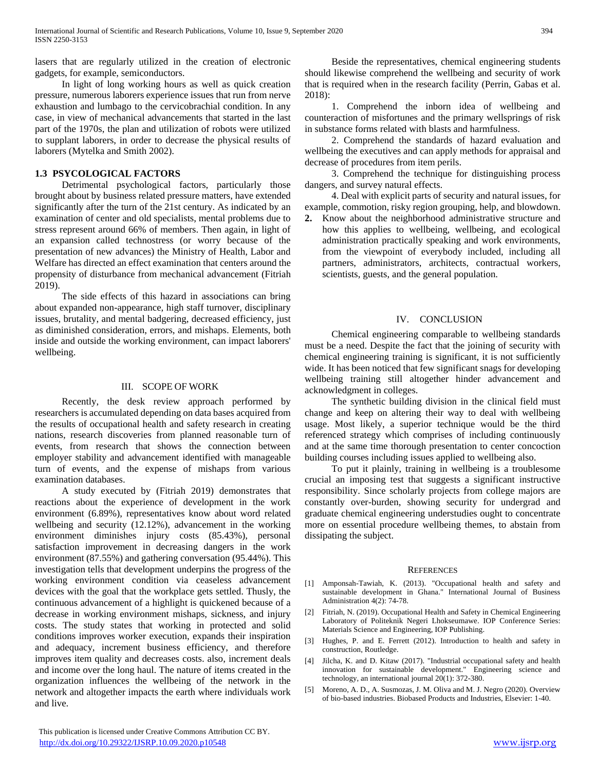lasers that are regularly utilized in the creation of electronic gadgets, for example, semiconductors.

In light of long working hours as well as quick creation pressure, numerous laborers experience issues that run from nerve exhaustion and lumbago to the cervicobrachial condition. In any case, in view of mechanical advancements that started in the last part of the 1970s, the plan and utilization of robots were utilized to supplant laborers, in order to decrease the physical results of laborers (Mytelka and Smith 2002).

### 1.3 PSYCOLOGICAL FACTORS

Detrimental psychological factors, particularly those brought about by business related pressure matters, have extended significantly after the turn of the 21st century. As indicated by an examination of center and old specialists, mental problems due to stress represent around 66% of members. Then again, in light of an expansion called technostress (or worry because of the presentation of new advances) the Ministry of Health, Labor and Welfare has directed an effect examination that centers around the propensity of disturbance from mechanical advancement (Fitriah 2019).

The side effects of this hazard in associations can bring about expanded non-appearance, high staff turnover, disciplinary issues, brutality, and mental badgering, decreased efficiency, just as diminished consideration, errors, and mishaps. Elements, both inside and outside the working environment, can impact laborers' wellbeing.

## III. SCOPE OF WORK

Recently, the desk review approach performed by researchers is accumulated depending on data bases acquired from the results of occupational health and safety research in creating nations, research discoveries from planned reasonable turn of events, from research that shows the connection between employer stability and advancement identified with manageable turn of events, and the expense of mishaps from various examination databases.

A study executed by (Fitriah 2019) demonstrates that reactions about the experience of development in the work environment (6.89%), representatives know about word related wellbeing and security (12.12%), advancement in the working environment diminishes injury costs (85.43%), personal satisfaction improvement in decreasing dangers in the work environment (87.55%) and gathering conversation (95.44%). This investigation tells that development underpins the progress of the working environment condition via ceaseless advancement devices with the goal that the workplace gets settled. Thusly, the continuous advancement of a highlight is quickened because of a decrease in working environment mishaps, sickness, and injury costs. The study states that working in protected and solid conditions improves worker execution, expands their inspiration and adequacy, increment business efficiency, and therefore improves item quality and decreases costs. also, increment deals and income over the long haul. The nature of items created in the organization influences the wellbeing of the network in the network and altogether impacts the earth where individuals work and live.

Beside the representatives, chemical engineering students should likewise comprehend the wellbeing and security of work that is required when in the research facility (Perrin, Gabas et al. 2018):

1. Comprehend the inborn idea of wellbeing and counteraction of misfortunes and the primary wellsprings of risk in substance forms related with blasts and harmfulness.

2. Comprehend the standards of hazard evaluation and wellbeing the executives and can apply methods for appraisal and decrease of procedures from item perils.

3. Comprehend the technique for distinguishing process dangers, and survey natural effects.

4. Deal with explicit parts of security and natural issues, for example, commotion, risky region grouping, help, and blowdown.

**2.** Know about the neighborhood administrative structure and how this applies to wellbeing, wellbeing, and ecological administration practically speaking and work environments, from the viewpoint of everybody included, including all partners, administrators, architects, contractual workers, scientists, guests, and the general population.

## IV. CONCLUSION

Chemical engineering comparable to wellbeing standards must be a need. Despite the fact that the joining of security with chemical engineering training is significant, it is not sufficiently wide. It has been noticed that few significant snags for developing wellbeing training still altogether hinder advancement and acknowledgment in colleges.

The synthetic building division in the clinical field must change and keep on altering their way to deal with wellbeing usage. Most likely, a superior technique would be the third referenced strategy which comprises of including continuously and at the same time thorough presentation to center concoction building courses including issues applied to wellbeing also.

To put it plainly, training in wellbeing is a troublesome crucial an imposing test that suggests a significant instructive responsibility. Since scholarly projects from college majors are constantly over-burden, showing security for undergrad and graduate chemical engineering understudies ought to concentrate more on essential procedure wellbeing themes, to abstain from dissipating the subject.

## REFERENCES

[1] Amponsah-Tawiah, K. (2013). "Occupational health and safety and sustainable development in Ghana." International Journal of Business Administration 4(2): 74-78.

[2] Fitriah, N. (2019). Occupational Health and Safety in Chemical Engineering Laboratory of Politeknik Negeri Lhokseumawe. IOP Conference Series: Materials Science and Engineering, IOP Publishing.

[3] Hughes, P. and E. Ferrett (2012). Introduction to health and safety in construction, Routledge.

[4] Jilcha, K. and D. Kitaw (2017). "Industrial occupational safety and health innovation for sustainable development." Engineering science and technology, an international journal 20(1): 372-380.

[5] Moreno, A. D., A. Susmozas, J. M. Oliva and M. J. Negro (2020). Overview of bio-based industries. Biobased Products and Industries, Elsevier: 1-40.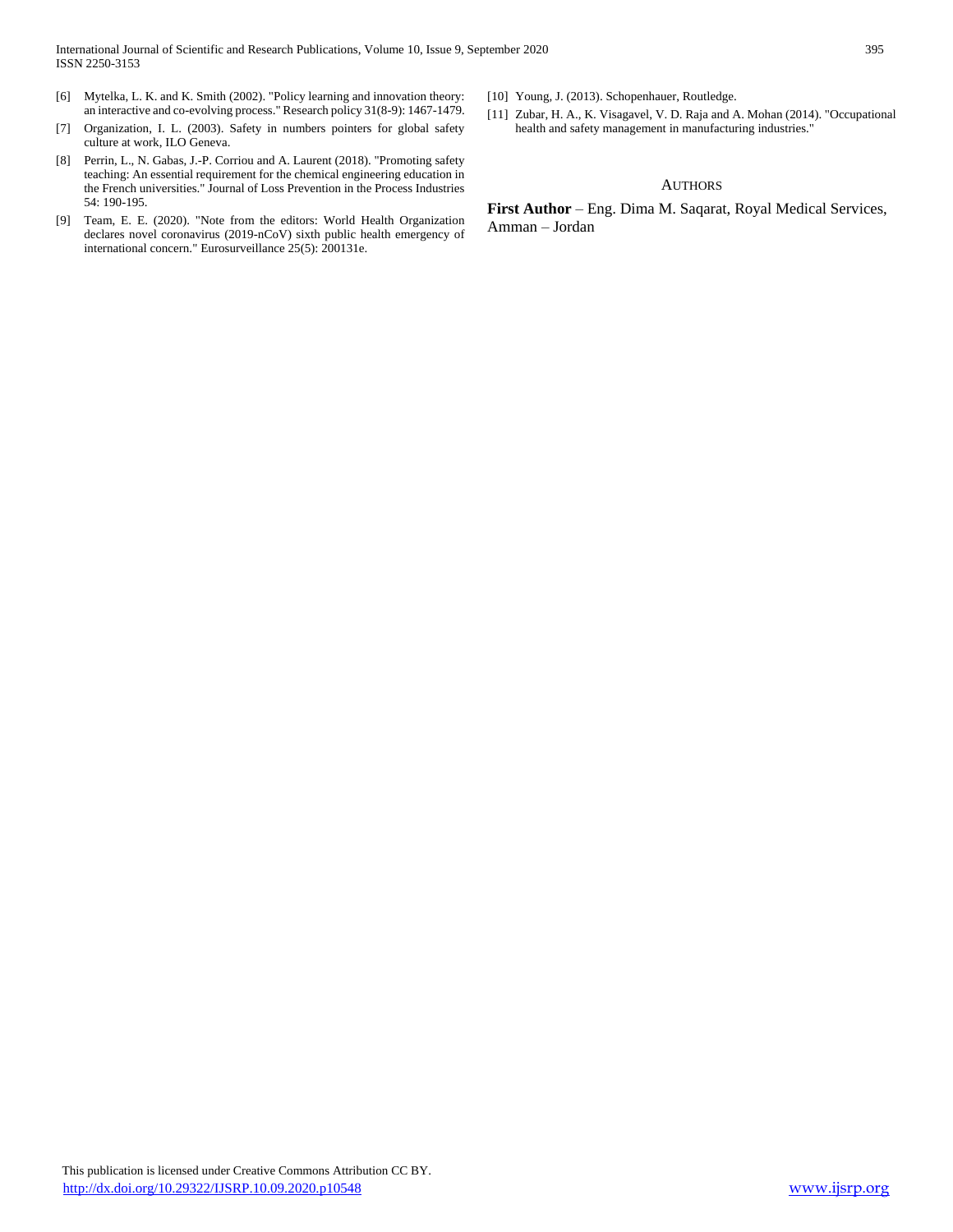[6] Mytelka, L. K. and K. Smith (2002). "Policy learning and innovation theory: an interactive and co-evolving process." Research policy 31(8-9): 1467-1479.

[7] Organization, I. L. (2003). Safety in numbers pointers for global safety culture at work, ILO Geneva.

[8] Perrin, L., N. Gabas, J.-P. Corriou and A. Laurent (2018). "Promoting safety teaching: An essential requirement for the chemical engineering education in the French universities." Journal of Loss Prevention in the Process Industries 54: 190-195.

[9] Team, E. E. (2020). "Note from the editors: World Health Organization declares novel coronavirus (2019-nCoV) sixth public health emergency of international concern." Eurosurveillance 25(5): 200131e.

[10] Young, J. (2013). Schopenhauer, Routledge.

[11] Zubar, H. A., K. Visagavel, V. D. Raja and A. Mohan (2014). "Occupational health and safety management in manufacturing industries."

## Authors

**First Author** – Eng. Dima M. Saqarat, Royal Medical Services, Amman – Jordan

This publication is licensed under Creative Commons Attribution CC BY.
http://dx.doi.org/10.29322/IJSRP.10.09.2020.p10548